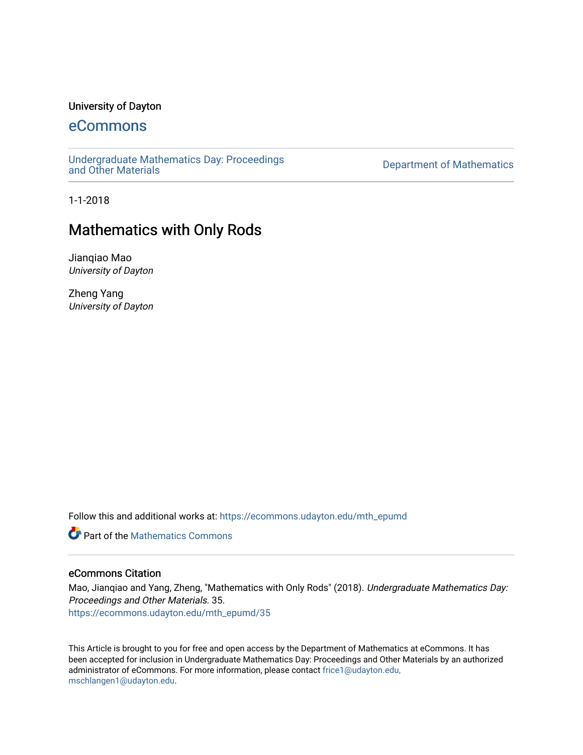University of Dayton

eCommons

Undergraduate Mathematics Day: Proceedings and Other Materials

Department of Mathematics

1-1-2018

# Mathematics with Only Rods

Jianqiao Mao
*University of Dayton*

Zheng Yang
*University of Dayton*

Follow this and additional works at: https://ecommons.udayton.edu/mth_epumd

Part of the Mathematics Commons

## eCommons Citation

Mao, Jianqiao and Yang, Zheng, "Mathematics with Only Rods" (2018). *Undergraduate Mathematics Day: Proceedings and Other Materials*. 35.
https://ecommons.udayton.edu/mth_epumd/35

This Article is brought to you for free and open access by the Department of Mathematics at eCommons. It has been accepted for inclusion in Undergraduate Mathematics Day: Proceedings and Other Materials by an authorized administrator of eCommons. For more information, please contact frice1@udayton.edu, mschlangen1@udayton.edu.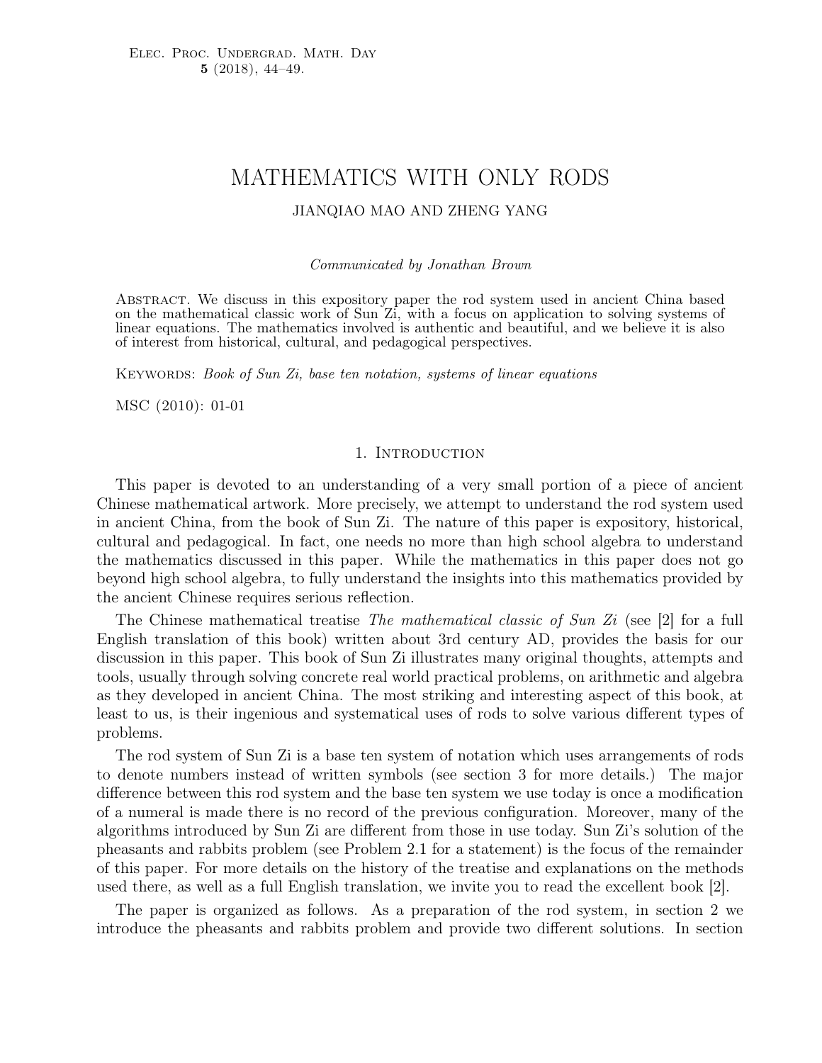# MATHEMATICS WITH ONLY RODS

JIANQIAO MAO AND ZHENG YANG

*Communicated by Jonathan Brown*

Abstract. We discuss in this expository paper the rod system used in ancient China based on the mathematical classic work of Sun Zi, with a focus on application to solving systems of linear equations. The mathematics involved is authentic and beautiful, and we believe it is also of interest from historical, cultural, and pedagogical perspectives.

Keywords: *Book of Sun Zi, base ten notation, systems of linear equations*

MSC (2010): 01-01

## 1. Introduction

This paper is devoted to an understanding of a very small portion of a piece of ancient Chinese mathematical artwork. More precisely, we attempt to understand the rod system used in ancient China, from the book of Sun Zi. The nature of this paper is expository, historical, cultural and pedagogical. In fact, one needs no more than high school algebra to understand the mathematics discussed in this paper. While the mathematics in this paper does not go beyond high school algebra, to fully understand the insights into this mathematics provided by the ancient Chinese requires serious reflection.

The Chinese mathematical treatise *The mathematical classic of Sun Zi* (see [2] for a full English translation of this book) written about 3rd century AD, provides the basis for our discussion in this paper. This book of Sun Zi illustrates many original thoughts, attempts and tools, usually through solving concrete real world practical problems, on arithmetic and algebra as they developed in ancient China. The most striking and interesting aspect of this book, at least to us, is their ingenious and systematical uses of rods to solve various different types of problems.

The rod system of Sun Zi is a base ten system of notation which uses arrangements of rods to denote numbers instead of written symbols (see section 3 for more details.) The major difference between this rod system and the base ten system we use today is once a modification of a numeral is made there is no record of the previous configuration. Moreover, many of the algorithms introduced by Sun Zi are different from those in use today. Sun Zi's solution of the pheasants and rabbits problem (see Problem 2.1 for a statement) is the focus of the remainder of this paper. For more details on the history of the treatise and explanations on the methods used there, as well as a full English translation, we invite you to read the excellent book [2].

The paper is organized as follows. As a preparation of the rod system, in section 2 we introduce the pheasants and rabbits problem and provide two different solutions. In section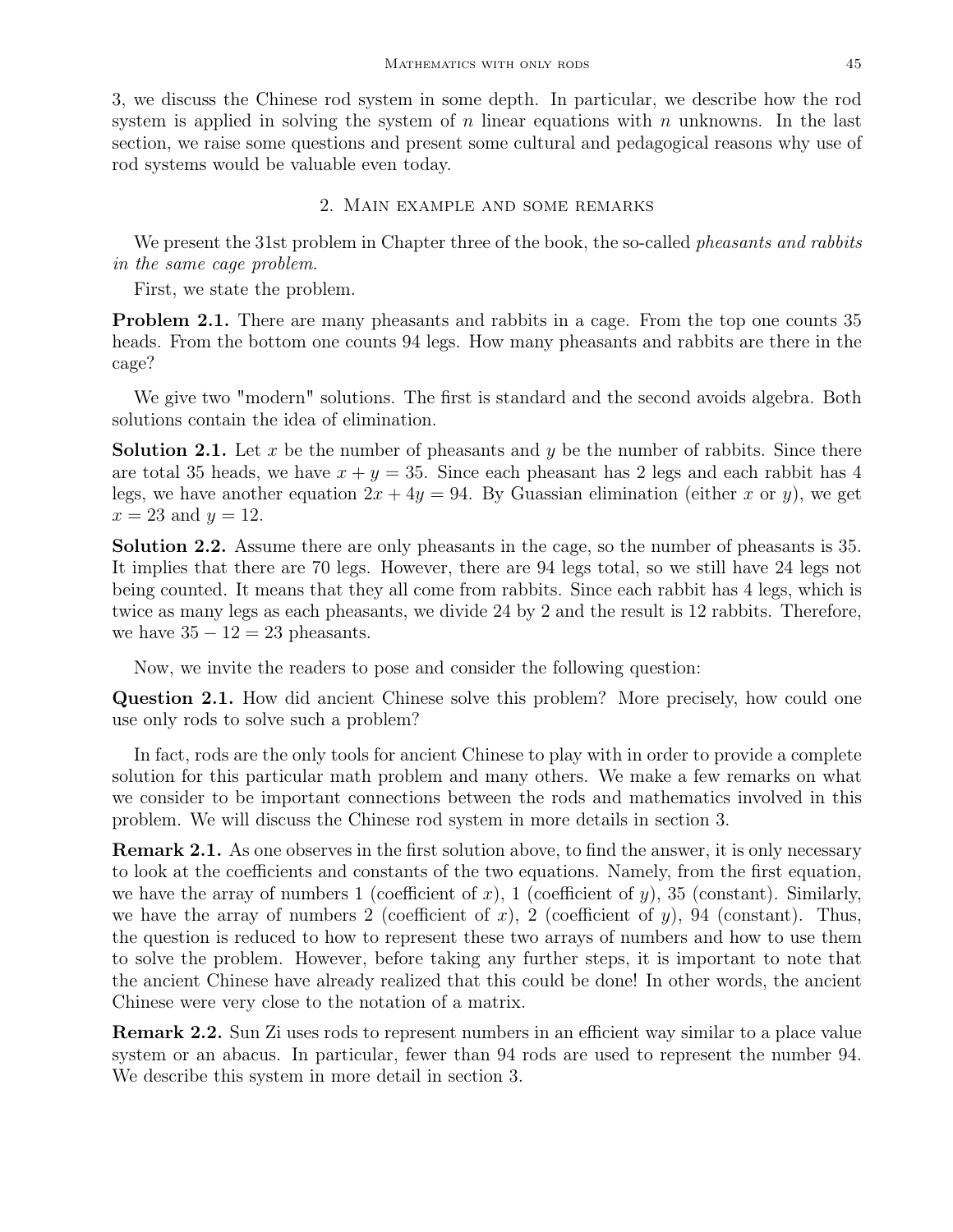3, we discuss the Chinese rod system in some depth. In particular, we describe how the rod system is applied in solving the system of $n$ linear equations with $n$ unknowns. In the last section, we raise some questions and present some cultural and pedagogical reasons why use of rod systems would be valuable even today.

## 2. Main example and some remarks

We present the 31st problem in Chapter three of the book, the so-called *pheasants and rabbits in the same cage problem*.

First, we state the problem.

**Problem 2.1.** There are many pheasants and rabbits in a cage. From the top one counts 35 heads. From the bottom one counts 94 legs. How many pheasants and rabbits are there in the cage?

We give two "modern" solutions. The first is standard and the second avoids algebra. Both solutions contain the idea of elimination.

**Solution 2.1.** Let $x$ be the number of pheasants and $y$ be the number of rabbits. Since there are total 35 heads, we have $x + y = 35$. Since each pheasant has 2 legs and each rabbit has 4 legs, we have another equation $2x + 4y = 94$. By Guassian elimination (either $x$ or $y$), we get $x = 23$ and $y = 12$.

**Solution 2.2.** Assume there are only pheasants in the cage, so the number of pheasants is 35. It implies that there are 70 legs. However, there are 94 legs total, so we still have 24 legs not being counted. It means that they all come from rabbits. Since each rabbit has 4 legs, which is twice as many legs as each pheasants, we divide 24 by 2 and the result is 12 rabbits. Therefore, we have $35 - 12 = 23$ pheasants.

Now, we invite the readers to pose and consider the following question:

**Question 2.1.** How did ancient Chinese solve this problem? More precisely, how could one use only rods to solve such a problem?

In fact, rods are the only tools for ancient Chinese to play with in order to provide a complete solution for this particular math problem and many others. We make a few remarks on what we consider to be important connections between the rods and mathematics involved in this problem. We will discuss the Chinese rod system in more details in section 3.

**Remark 2.1.** As one observes in the first solution above, to find the answer, it is only necessary to look at the coefficients and constants of the two equations. Namely, from the first equation, we have the array of numbers 1 (coefficient of $x$), 1 (coefficient of $y$), 35 (constant). Similarly, we have the array of numbers 2 (coefficient of $x$), 2 (coefficient of $y$), 94 (constant). Thus, the question is reduced to how to represent these two arrays of numbers and how to use them to solve the problem. However, before taking any further steps, it is important to note that the ancient Chinese have already realized that this could be done! In other words, the ancient Chinese were very close to the notation of a matrix.

**Remark 2.2.** Sun Zi uses rods to represent numbers in an efficient way similar to a place value system or an abacus. In particular, fewer than 94 rods are used to represent the number 94. We describe this system in more detail in section 3.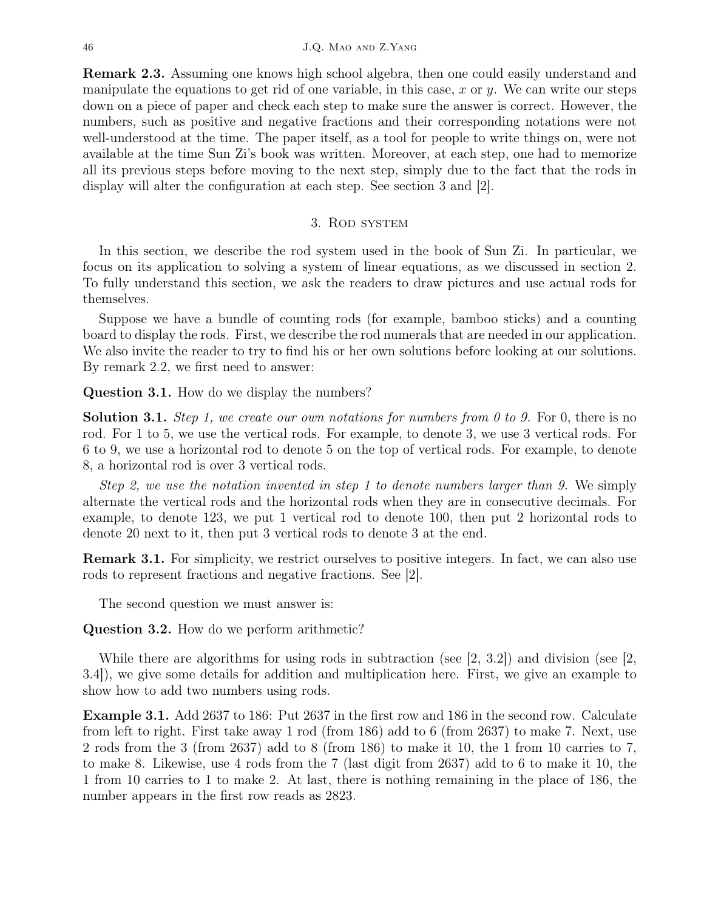**Remark 2.3.** Assuming one knows high school algebra, then one could easily understand and manipulate the equations to get rid of one variable, in this case, $x$ or $y$. We can write our steps down on a piece of paper and check each step to make sure the answer is correct. However, the numbers, such as positive and negative fractions and their corresponding notations were not well-understood at the time. The paper itself, as a tool for people to write things on, were not available at the time Sun Zi's book was written. Moreover, at each step, one had to memorize all its previous steps before moving to the next step, simply due to the fact that the rods in display will alter the configuration at each step. See section 3 and [2].

## 3. Rod system

In this section, we describe the rod system used in the book of Sun Zi. In particular, we focus on its application to solving a system of linear equations, as we discussed in section 2. To fully understand this section, we ask the readers to draw pictures and use actual rods for themselves.

Suppose we have a bundle of counting rods (for example, bamboo sticks) and a counting board to display the rods. First, we describe the rod numerals that are needed in our application. We also invite the reader to try to find his or her own solutions before looking at our solutions. By remark 2.2, we first need to answer:

**Question 3.1.** How do we display the numbers?

**Solution 3.1.** *Step 1, we create our own notations for numbers from 0 to 9.* For 0, there is no rod. For 1 to 5, we use the vertical rods. For example, to denote 3, we use 3 vertical rods. For 6 to 9, we use a horizontal rod to denote 5 on the top of vertical rods. For example, to denote 8, a horizontal rod is over 3 vertical rods.

*Step 2, we use the notation invented in step 1 to denote numbers larger than 9.* We simply alternate the vertical rods and the horizontal rods when they are in consecutive decimals. For example, to denote 123, we put 1 vertical rod to denote 100, then put 2 horizontal rods to denote 20 next to it, then put 3 vertical rods to denote 3 at the end.

**Remark 3.1.** For simplicity, we restrict ourselves to positive integers. In fact, we can also use rods to represent fractions and negative fractions. See [2].

The second question we must answer is:

**Question 3.2.** How do we perform arithmetic?

While there are algorithms for using rods in subtraction (see [2, 3.2]) and division (see [2, 3.4]), we give some details for addition and multiplication here. First, we give an example to show how to add two numbers using rods.

**Example 3.1.** Add 2637 to 186: Put 2637 in the first row and 186 in the second row. Calculate from left to right. First take away 1 rod (from 186) add to 6 (from 2637) to make 7. Next, use 2 rods from the 3 (from 2637) add to 8 (from 186) to make it 10, the 1 from 10 carries to 7, to make 8. Likewise, use 4 rods from the 7 (last digit from 2637) add to 6 to make it 10, the 1 from 10 carries to 1 to make 2. At last, there is nothing remaining in the place of 186, the number appears in the first row reads as 2823.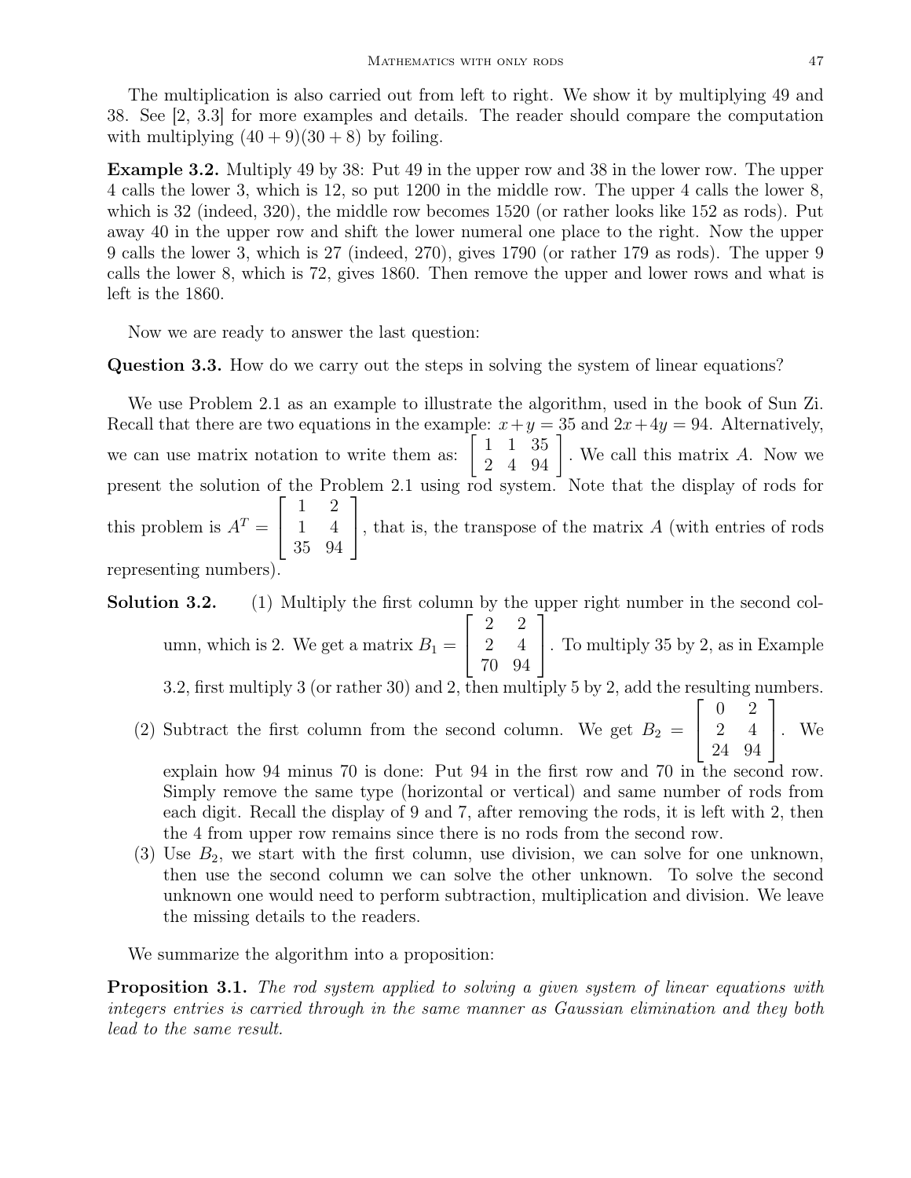The multiplication is also carried out from left to right. We show it by multiplying 49 and 38. See [2, 3.3] for more examples and details. The reader should compare the computation with multiplying $(40+9)(30+8)$ by foiling.

**Example 3.2.** Multiply 49 by 38: Put 49 in the upper row and 38 in the lower row. The upper 4 calls the lower 3, which is 12, so put 1200 in the middle row. The upper 4 calls the lower 8, which is 32 (indeed, 320), the middle row becomes 1520 (or rather looks like 152 as rods). Put away 40 in the upper row and shift the lower numeral one place to the right. Now the upper 9 calls the lower 3, which is 27 (indeed, 270), gives 1790 (or rather 179 as rods). The upper 9 calls the lower 8, which is 72, gives 1860. Then remove the upper and lower rows and what is left is the 1860.

Now we are ready to answer the last question:

**Question 3.3.** How do we carry out the steps in solving the system of linear equations?

We use Problem 2.1 as an example to illustrate the algorithm, used in the book of Sun Zi. Recall that there are two equations in the example: $x+y=35$ and $2x+4y=94$. Alternatively, we can use matrix notation to write them as: $\begin{bmatrix} 1 & 1 & 35 \\ 2 & 4 & 94 \end{bmatrix}$. We call this matrix $A$. Now we present the solution of the Problem 2.1 using rod system. Note that the display of rods for this problem is $A^T = \begin{bmatrix} 1 & 2 \\ 1 & 4 \\ 35 & 94 \end{bmatrix}$, that is, the transpose of the matrix $A$ (with entries of rods representing numbers).

**Solution 3.2.**

(1) Multiply the first column by the upper right number in the second column, which is 2. We get a matrix $B_1 = \begin{bmatrix} 2 & 2 \\ 2 & 4 \\ 70 & 94 \end{bmatrix}$. To multiply 35 by 2, as in Example 3.2, first multiply 3 (or rather 30) and 2, then multiply 5 by 2, add the resulting numbers.

(2) Subtract the first column from the second column. We get $B_2 = \begin{bmatrix} 0 & 2 \\ 2 & 4 \\ 24 & 94 \end{bmatrix}$. We explain how 94 minus 70 is done: Put 94 in the first row and 70 in the second row. Simply remove the same type (horizontal or vertical) and same number of rods from each digit. Recall the display of 9 and 7, after removing the rods, it is left with 2, then the 4 from upper row remains since there is no rods from the second row.

(3) Use $B_2$, we start with the first column, use division, we can solve for one unknown, then use the second column we can solve the other unknown. To solve the second unknown one would need to perform subtraction, multiplication and division. We leave the missing details to the readers.

We summarize the algorithm into a proposition:

**Proposition 3.1.** *The rod system applied to solving a given system of linear equations with integers entries is carried through in the same manner as Gaussian elimination and they both lead to the same result.*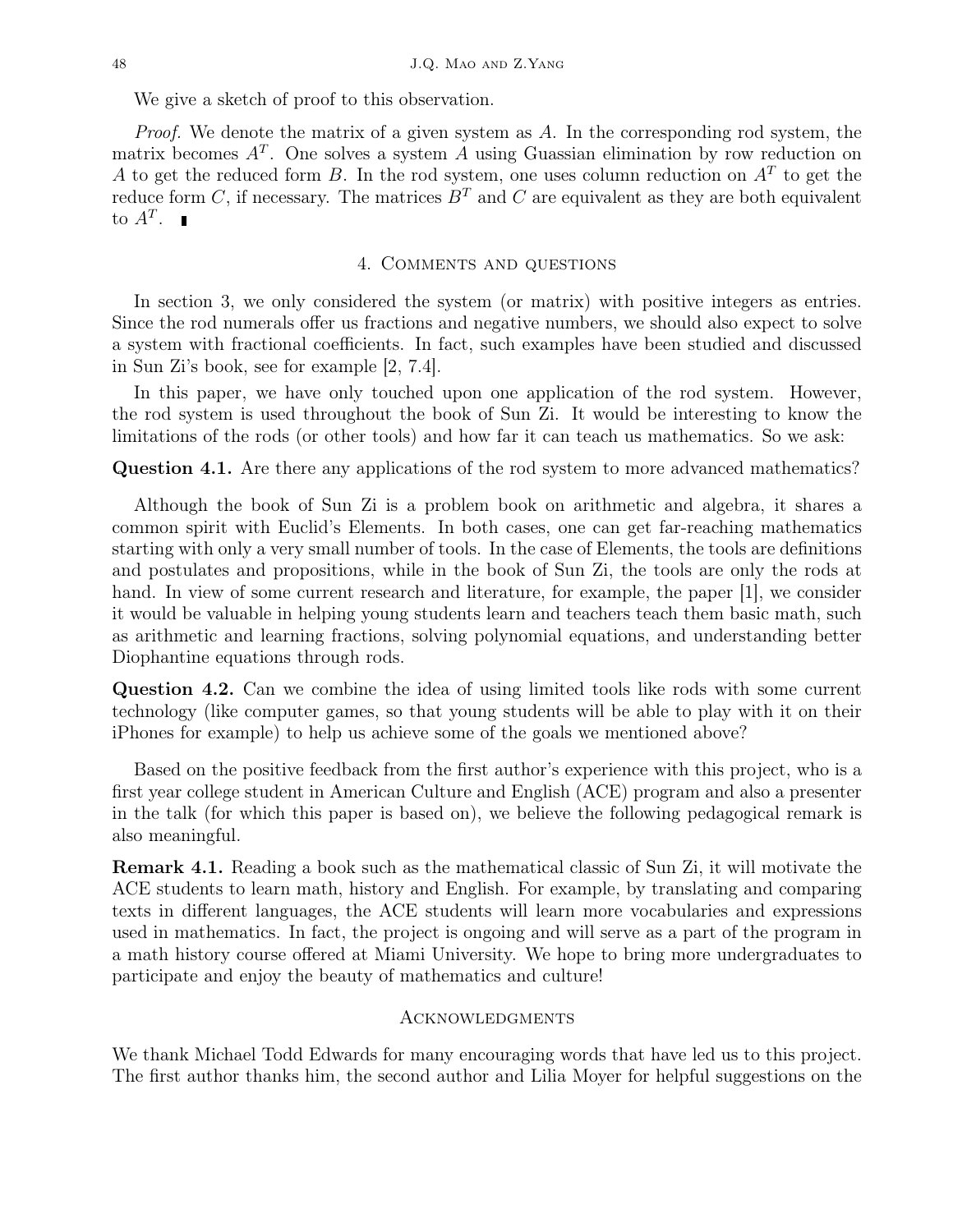We give a sketch of proof to this observation.

*Proof.* We denote the matrix of a given system as $A$. In the corresponding rod system, the matrix becomes $A^T$. One solves a system $A$ using Guassian elimination by row reduction on $A$ to get the reduced form $B$. In the rod system, one uses column reduction on $A^T$ to get the reduce form $C$, if necessary. The matrices $B^T$ and $C$ are equivalent as they are both equivalent to $A^T$. ∎

## 4. Comments and questions

In section 3, we only considered the system (or matrix) with positive integers as entries. Since the rod numerals offer us fractions and negative numbers, we should also expect to solve a system with fractional coefficients. In fact, such examples have been studied and discussed in Sun Zi's book, see for example [2, 7.4].

In this paper, we have only touched upon one application of the rod system. However, the rod system is used throughout the book of Sun Zi. It would be interesting to know the limitations of the rods (or other tools) and how far it can teach us mathematics. So we ask:

**Question 4.1.** Are there any applications of the rod system to more advanced mathematics?

Although the book of Sun Zi is a problem book on arithmetic and algebra, it shares a common spirit with Euclid's Elements. In both cases, one can get far-reaching mathematics starting with only a very small number of tools. In the case of Elements, the tools are definitions and postulates and propositions, while in the book of Sun Zi, the tools are only the rods at hand. In view of some current research and literature, for example, the paper [1], we consider it would be valuable in helping young students learn and teachers teach them basic math, such as arithmetic and learning fractions, solving polynomial equations, and understanding better Diophantine equations through rods.

**Question 4.2.** Can we combine the idea of using limited tools like rods with some current technology (like computer games, so that young students will be able to play with it on their iPhones for example) to help us achieve some of the goals we mentioned above?

Based on the positive feedback from the first author's experience with this project, who is a first year college student in American Culture and English (ACE) program and also a presenter in the talk (for which this paper is based on), we believe the following pedagogical remark is also meaningful.

**Remark 4.1.** Reading a book such as the mathematical classic of Sun Zi, it will motivate the ACE students to learn math, history and English. For example, by translating and comparing texts in different languages, the ACE students will learn more vocabularies and expressions used in mathematics. In fact, the project is ongoing and will serve as a part of the program in a math history course offered at Miami University. We hope to bring more undergraduates to participate and enjoy the beauty of mathematics and culture!

## Acknowledgments

We thank Michael Todd Edwards for many encouraging words that have led us to this project. The first author thanks him, the second author and Lilia Moyer for helpful suggestions on the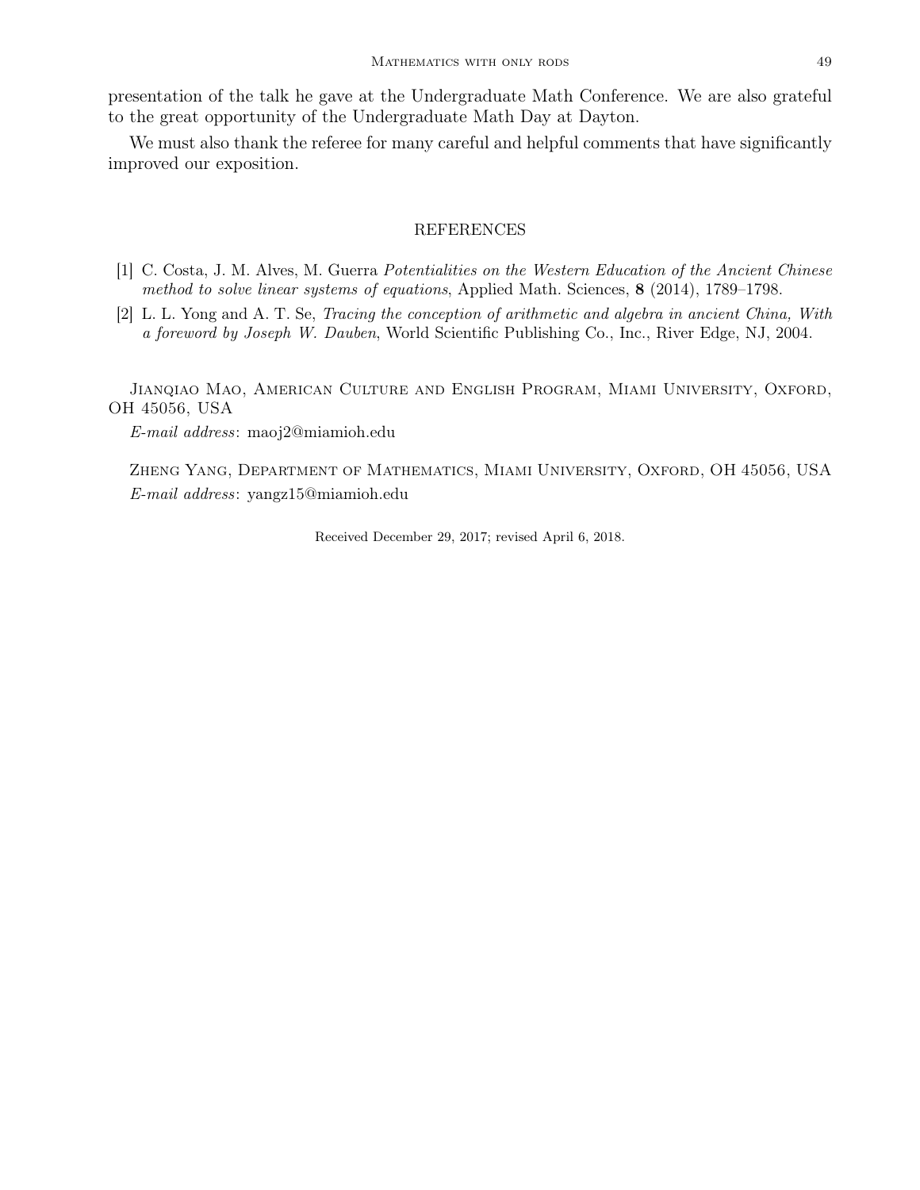presentation of the talk he gave at the Undergraduate Math Conference. We are also grateful to the great opportunity of the Undergraduate Math Day at Dayton.

We must also thank the referee for many careful and helpful comments that have significantly improved our exposition.

## REFERENCES

[1] C. Costa, J. M. Alves, M. Guerra *Potentialities on the Western Education of the Ancient Chinese method to solve linear systems of equations*, Applied Math. Sciences, **8** (2014), 1789–1798.

[2] L. L. Yong and A. T. Se, *Tracing the conception of arithmetic and algebra in ancient China, With a foreword by Joseph W. Dauben*, World Scientific Publishing Co., Inc., River Edge, NJ, 2004.

Jianqiao Mao, American Culture and English Program, Miami University, Oxford, OH 45056, USA

*E-mail address*: maoj2@miamioh.edu

Zheng Yang, Department of Mathematics, Miami University, Oxford, OH 45056, USA

*E-mail address*: yangz15@miamioh.edu

Received December 29, 2017; revised April 6, 2018.